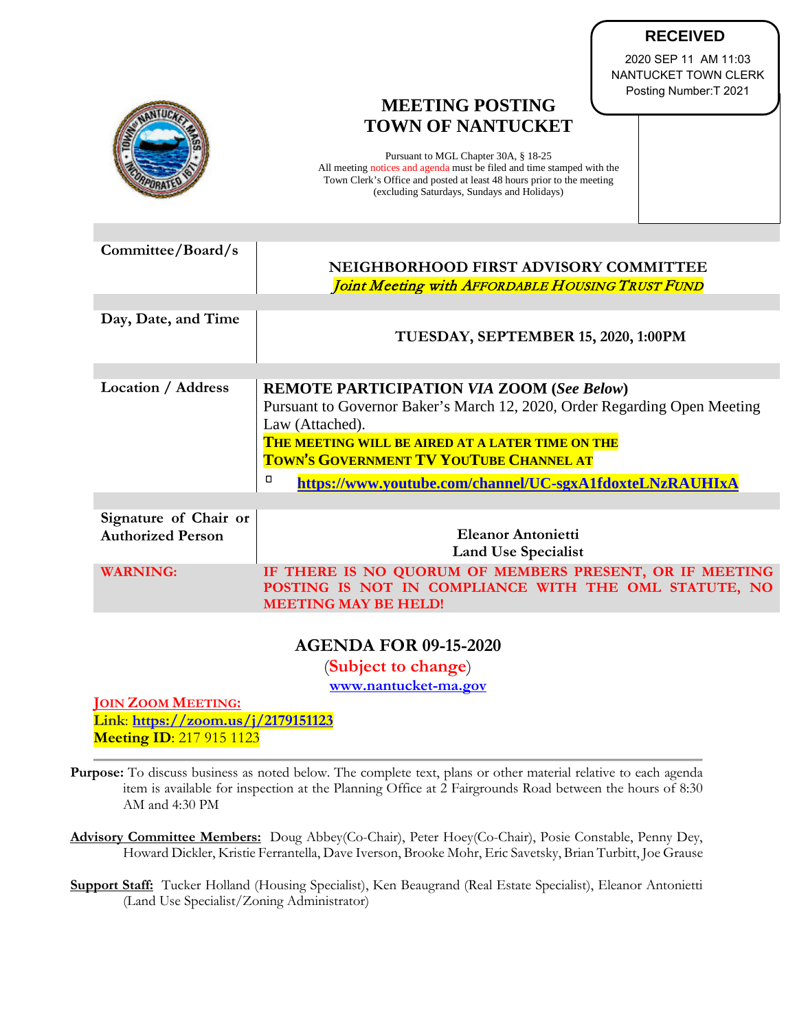**RECEIVED**
2020 SEP 11 AM 11:03
NANTUCKET TOWN CLERK
Posting Number:T 2021

# MEETING POSTING
# TOWN OF NANTUCKET

Pursuant to MGL Chapter 30A, § 18-25
All meeting notices and agenda must be filed and time stamped with the Town Clerk's Office and posted at least 48 hours prior to the meeting (excluding Saturdays, Sundays and Holidays)

| | |
|---|---|
| Committee/Board/s | **NEIGHBORHOOD FIRST ADVISORY COMMITTEE**<br>*Joint Meeting with AFFORDABLE HOUSING TRUST FUND* |
| Day, Date, and Time | **TUESDAY, SEPTEMBER 15, 2020, 1:00PM** |
| Location / Address | **REMOTE PARTICIPATION *VIA* ZOOM (*See Below*)**<br>Pursuant to Governor Baker's March 12, 2020, Order Regarding Open Meeting Law (Attached).<br>**THE MEETING WILL BE AIRED AT A LATER TIME ON THE TOWN'S GOVERNMENT TV YOUTUBE CHANNEL AT**<br>- **https://www.youtube.com/channel/UC-sgxA1fdoxteLNzRAUHIxA** |
| Signature of Chair or Authorized Person | Eleanor Antonietti<br>Land Use Specialist |
| WARNING: | IF THERE IS NO QUORUM OF MEMBERS PRESENT, OR IF MEETING POSTING IS NOT IN COMPLIANCE WITH THE OML STATUTE, NO MEETING MAY BE HELD! |

## AGENDA FOR 09-15-2020

(**Subject to change**)

**www.nantucket-ma.gov**

**JOIN ZOOM MEETING:**
**Link**: **https://zoom.us/j/2179151123**
**Meeting ID**: 217 915 1123

**Purpose:** To discuss business as noted below. The complete text, plans or other material relative to each agenda item is available for inspection at the Planning Office at 2 Fairgrounds Road between the hours of 8:30 AM and 4:30 PM

**Advisory Committee Members:** Doug Abbey(Co-Chair), Peter Hoey(Co-Chair), Posie Constable, Penny Dey, Howard Dickler, Kristie Ferrantella, Dave Iverson, Brooke Mohr, Eric Savetsky, Brian Turbitt, Joe Grause

**Support Staff:** Tucker Holland (Housing Specialist), Ken Beaugrand (Real Estate Specialist), Eleanor Antonietti (Land Use Specialist/Zoning Administrator)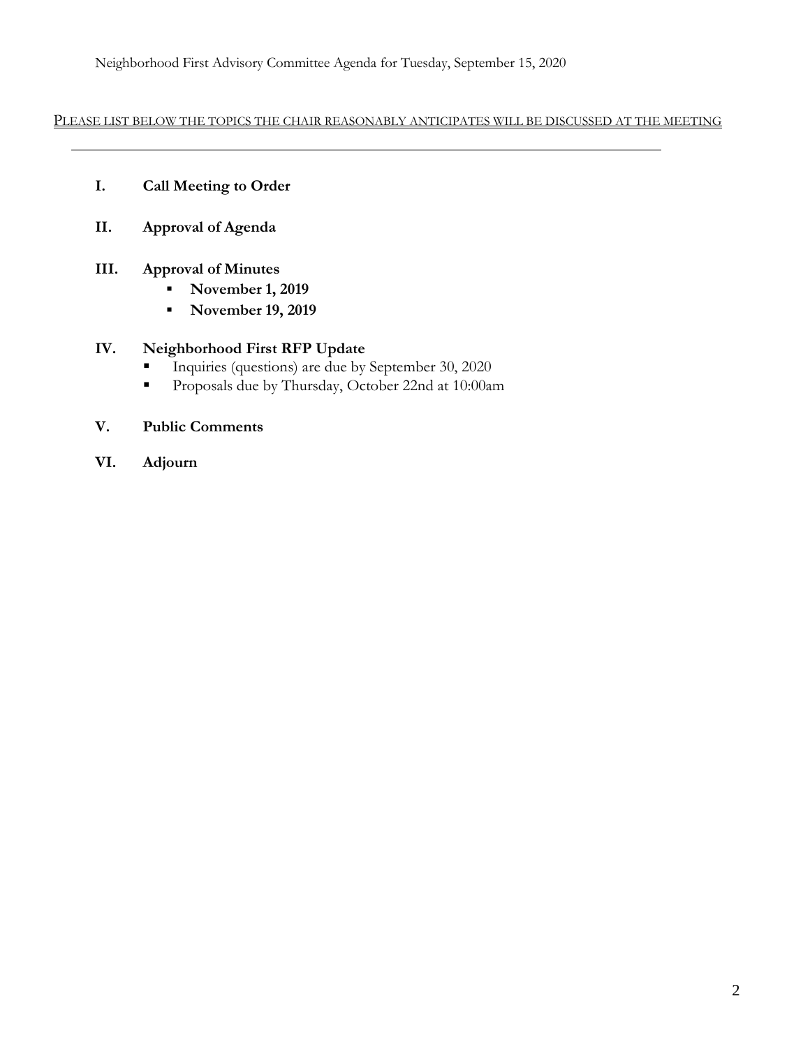Neighborhood First Advisory Committee Agenda for Tuesday, September 15, 2020

PLEASE LIST BELOW THE TOPICS THE CHAIR REASONABLY ANTICIPATES WILL BE DISCUSSED AT THE MEETING

---

**I. Call Meeting to Order**

**II. Approval of Agenda**

**III. Approval of Minutes**

- **November 1, 2019**
- **November 19, 2019**

**IV. Neighborhood First RFP Update**

- Inquiries (questions) are due by September 30, 2020
- Proposals due by Thursday, October 22nd at 10:00am

**V. Public Comments**

**VI. Adjourn**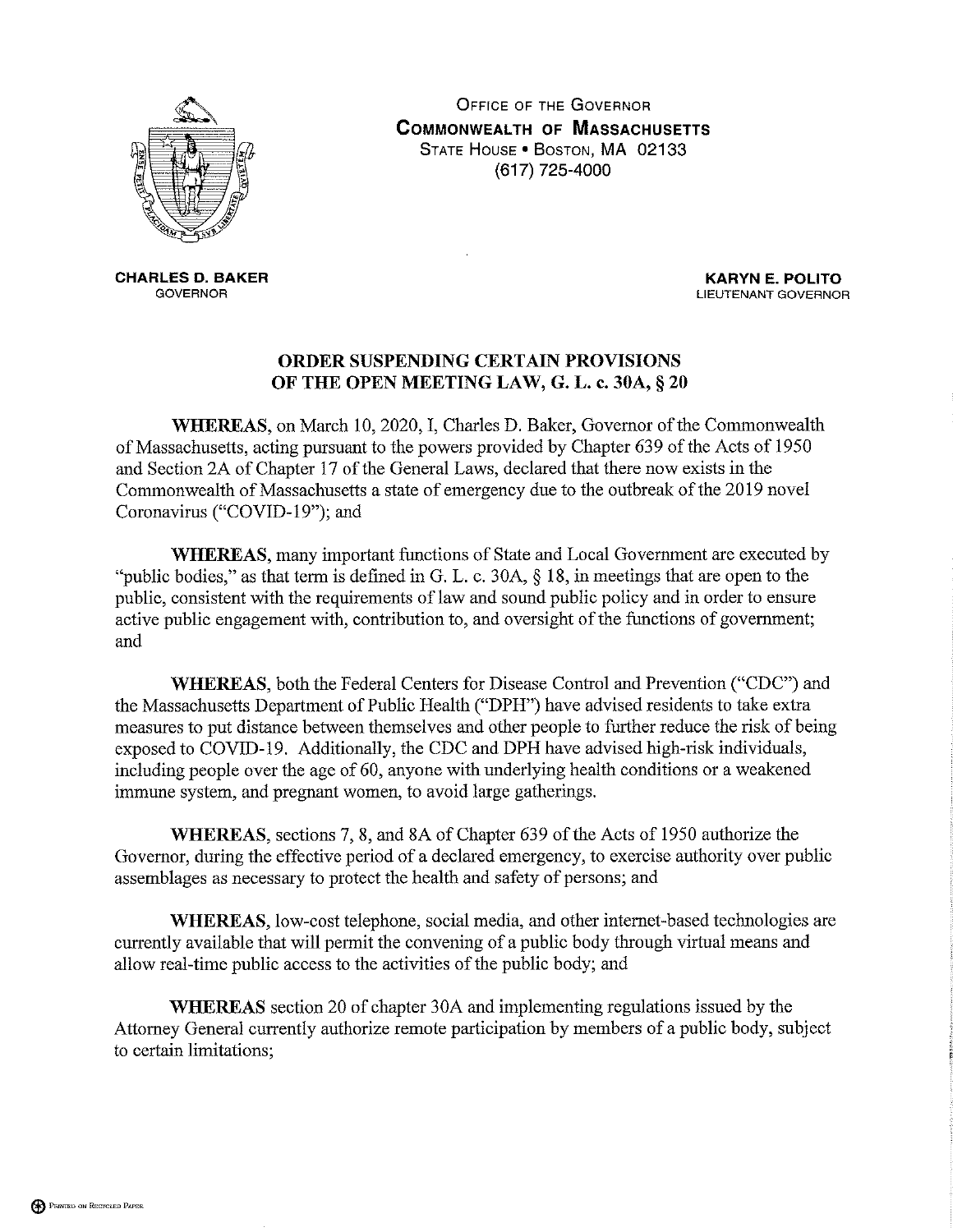OFFICE OF THE GOVERNOR
**COMMONWEALTH OF MASSACHUSETTS**
STATE HOUSE • BOSTON, MA 02133
(617) 725-4000

**CHARLES D. BAKER**
GOVERNOR

**KARYN E. POLITO**
LIEUTENANT GOVERNOR

## ORDER SUSPENDING CERTAIN PROVISIONS OF THE OPEN MEETING LAW, G. L. c. 30A, § 20

**WHEREAS**, on March 10, 2020, I, Charles D. Baker, Governor of the Commonwealth of Massachusetts, acting pursuant to the powers provided by Chapter 639 of the Acts of 1950 and Section 2A of Chapter 17 of the General Laws, declared that there now exists in the Commonwealth of Massachusetts a state of emergency due to the outbreak of the 2019 novel Coronavirus ("COVID-19"); and

**WHEREAS**, many important functions of State and Local Government are executed by "public bodies," as that term is defined in G. L. c. 30A, § 18, in meetings that are open to the public, consistent with the requirements of law and sound public policy and in order to ensure active public engagement with, contribution to, and oversight of the functions of government; and

**WHEREAS**, both the Federal Centers for Disease Control and Prevention ("CDC") and the Massachusetts Department of Public Health ("DPH") have advised residents to take extra measures to put distance between themselves and other people to further reduce the risk of being exposed to COVID-19. Additionally, the CDC and DPH have advised high-risk individuals, including people over the age of 60, anyone with underlying health conditions or a weakened immune system, and pregnant women, to avoid large gatherings.

**WHEREAS**, sections 7, 8, and 8A of Chapter 639 of the Acts of 1950 authorize the Governor, during the effective period of a declared emergency, to exercise authority over public assemblages as necessary to protect the health and safety of persons; and

**WHEREAS**, low-cost telephone, social media, and other internet-based technologies are currently available that will permit the convening of a public body through virtual means and allow real-time public access to the activities of the public body; and

**WHEREAS** section 20 of chapter 30A and implementing regulations issued by the Attorney General currently authorize remote participation by members of a public body, subject to certain limitations;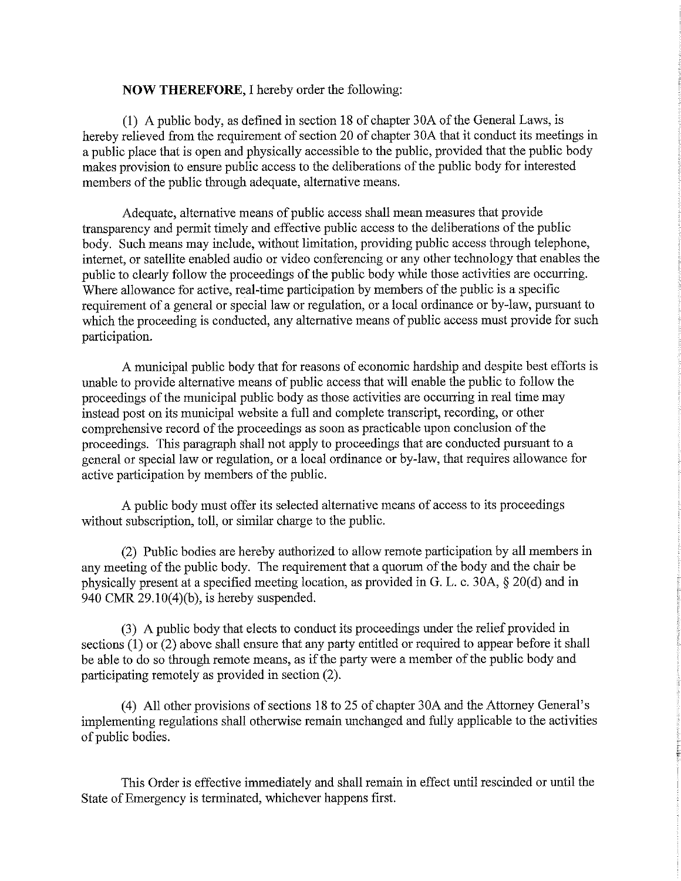**NOW THEREFORE**, I hereby order the following:

(1) A public body, as defined in section 18 of chapter 30A of the General Laws, is hereby relieved from the requirement of section 20 of chapter 30A that it conduct its meetings in a public place that is open and physically accessible to the public, provided that the public body makes provision to ensure public access to the deliberations of the public body for interested members of the public through adequate, alternative means.

Adequate, alternative means of public access shall mean measures that provide transparency and permit timely and effective public access to the deliberations of the public body. Such means may include, without limitation, providing public access through telephone, internet, or satellite enabled audio or video conferencing or any other technology that enables the public to clearly follow the proceedings of the public body while those activities are occurring. Where allowance for active, real-time participation by members of the public is a specific requirement of a general or special law or regulation, or a local ordinance or by-law, pursuant to which the proceeding is conducted, any alternative means of public access must provide for such participation.

A municipal public body that for reasons of economic hardship and despite best efforts is unable to provide alternative means of public access that will enable the public to follow the proceedings of the municipal public body as those activities are occurring in real time may instead post on its municipal website a full and complete transcript, recording, or other comprehensive record of the proceedings as soon as practicable upon conclusion of the proceedings. This paragraph shall not apply to proceedings that are conducted pursuant to a general or special law or regulation, or a local ordinance or by-law, that requires allowance for active participation by members of the public.

A public body must offer its selected alternative means of access to its proceedings without subscription, toll, or similar charge to the public.

(2) Public bodies are hereby authorized to allow remote participation by all members in any meeting of the public body. The requirement that a quorum of the body and the chair be physically present at a specified meeting location, as provided in G. L. c. 30A, § 20(d) and in 940 CMR 29.10(4)(b), is hereby suspended.

(3) A public body that elects to conduct its proceedings under the relief provided in sections (1) or (2) above shall ensure that any party entitled or required to appear before it shall be able to do so through remote means, as if the party were a member of the public body and participating remotely as provided in section (2).

(4) All other provisions of sections 18 to 25 of chapter 30A and the Attorney General's implementing regulations shall otherwise remain unchanged and fully applicable to the activities of public bodies.

This Order is effective immediately and shall remain in effect until rescinded or until the State of Emergency is terminated, whichever happens first.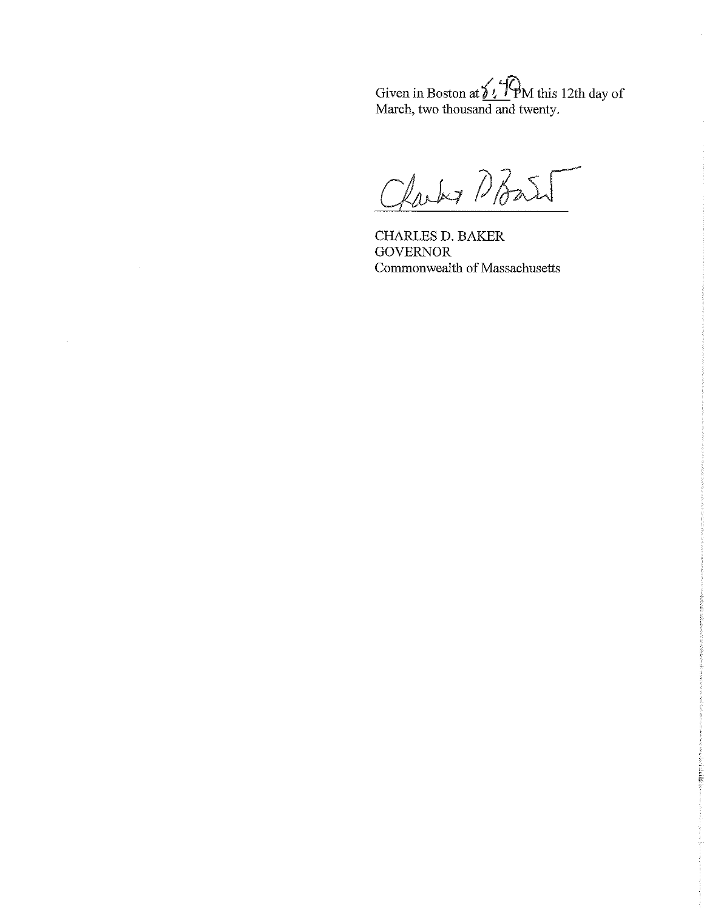Given in Boston at 5:40 PM this 12th day of March, two thousand and twenty.

CHARLES D. BAKER
GOVERNOR
Commonwealth of Massachusetts